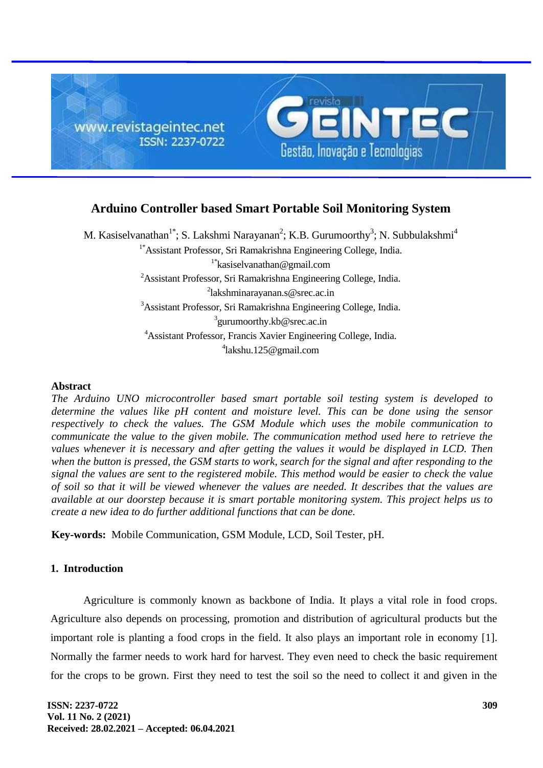# Arduino Controller based Smart Portable Soil Monitoring System

M. Kasiselvanathan[1*]; S. Lakshmi Narayanan[2]; K.B. Gurumoorthy[3]; N. Subbulakshmi[4]

[1*]Assistant Professor, Sri Ramakrishna Engineering College, India.
[1*]kasiselvanathan@gmail.com

[2]Assistant Professor, Sri Ramakrishna Engineering College, India.
[2]lakshminarayanan.s@srec.ac.in

[3]Assistant Professor, Sri Ramakrishna Engineering College, India.
[3]gurumoorthy.kb@srec.ac.in

[4]Assistant Professor, Francis Xavier Engineering College, India.
[4]lakshu.125@gmail.com

## Abstract

*The Arduino UNO microcontroller based smart portable soil testing system is developed to determine the values like pH content and moisture level. This can be done using the sensor respectively to check the values. The GSM Module which uses the mobile communication to communicate the value to the given mobile. The communication method used here to retrieve the values whenever it is necessary and after getting the values it would be displayed in LCD. Then when the button is pressed, the GSM starts to work, search for the signal and after responding to the signal the values are sent to the registered mobile. This method would be easier to check the value of soil so that it will be viewed whenever the values are needed. It describes that the values are available at our doorstep because it is smart portable monitoring system. This project helps us to create a new idea to do further additional functions that can be done.*

**Key-words:** Mobile Communication, GSM Module, LCD, Soil Tester, pH.

## 1. Introduction

Agriculture is commonly known as backbone of India. It plays a vital role in food crops. Agriculture also depends on processing, promotion and distribution of agricultural products but the important role is planting a food crops in the field. It also plays an important role in economy [1]. Normally the farmer needs to work hard for harvest. They even need to check the basic requirement for the crops to be grown. First they need to test the soil so the need to collect it and given in the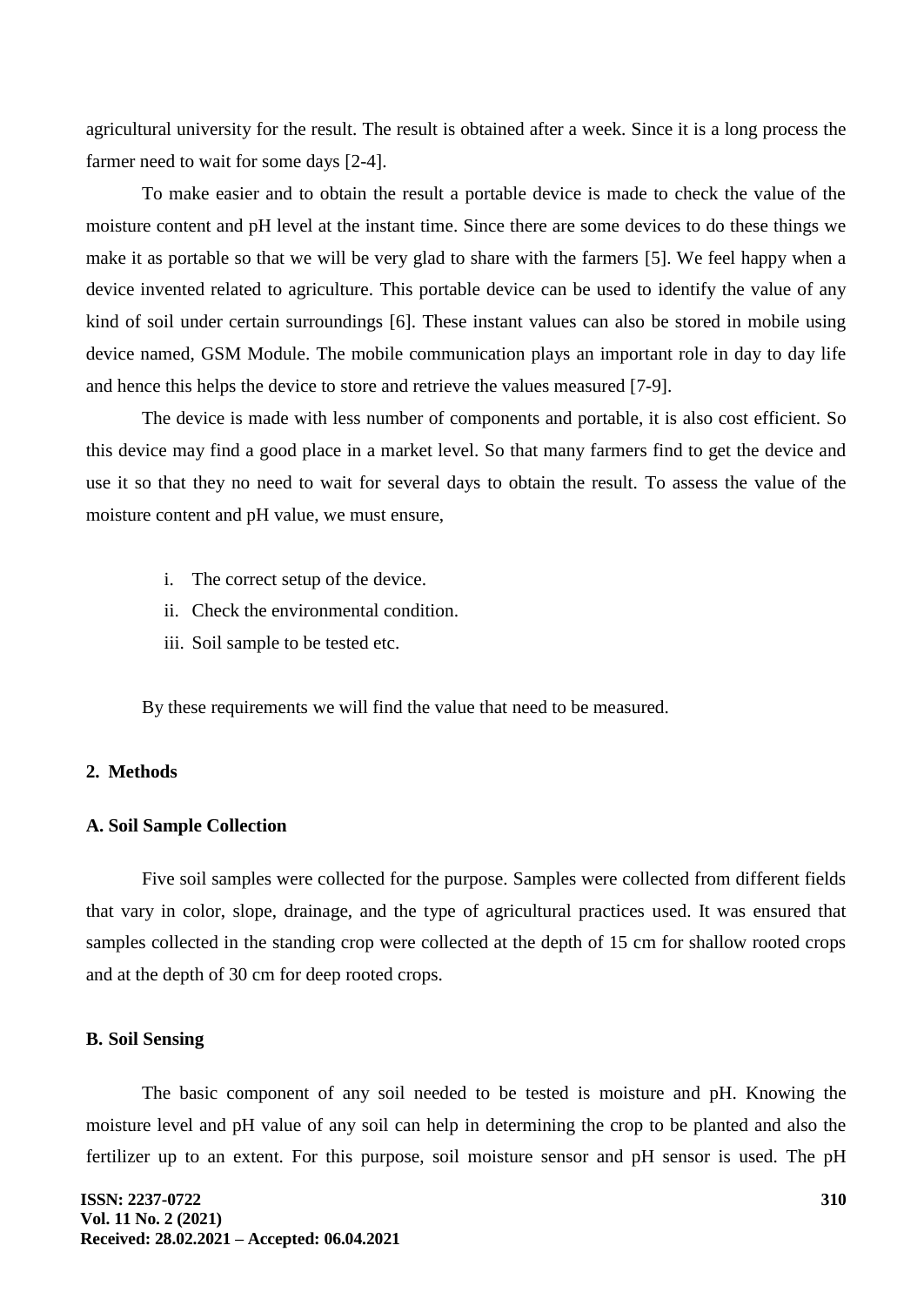agricultural university for the result. The result is obtained after a week. Since it is a long process the farmer need to wait for some days [2-4].

To make easier and to obtain the result a portable device is made to check the value of the moisture content and pH level at the instant time. Since there are some devices to do these things we make it as portable so that we will be very glad to share with the farmers [5]. We feel happy when a device invented related to agriculture. This portable device can be used to identify the value of any kind of soil under certain surroundings [6]. These instant values can also be stored in mobile using device named, GSM Module. The mobile communication plays an important role in day to day life and hence this helps the device to store and retrieve the values measured [7-9].

The device is made with less number of components and portable, it is also cost efficient. So this device may find a good place in a market level. So that many farmers find to get the device and use it so that they no need to wait for several days to obtain the result. To assess the value of the moisture content and pH value, we must ensure,

i. The correct setup of the device.
ii. Check the environmental condition.
iii. Soil sample to be tested etc.

By these requirements we will find the value that need to be measured.

## 2. Methods

### A. Soil Sample Collection

Five soil samples were collected for the purpose. Samples were collected from different fields that vary in color, slope, drainage, and the type of agricultural practices used. It was ensured that samples collected in the standing crop were collected at the depth of 15 cm for shallow rooted crops and at the depth of 30 cm for deep rooted crops.

### B. Soil Sensing

The basic component of any soil needed to be tested is moisture and pH. Knowing the moisture level and pH value of any soil can help in determining the crop to be planted and also the fertilizer up to an extent. For this purpose, soil moisture sensor and pH sensor is used. The pH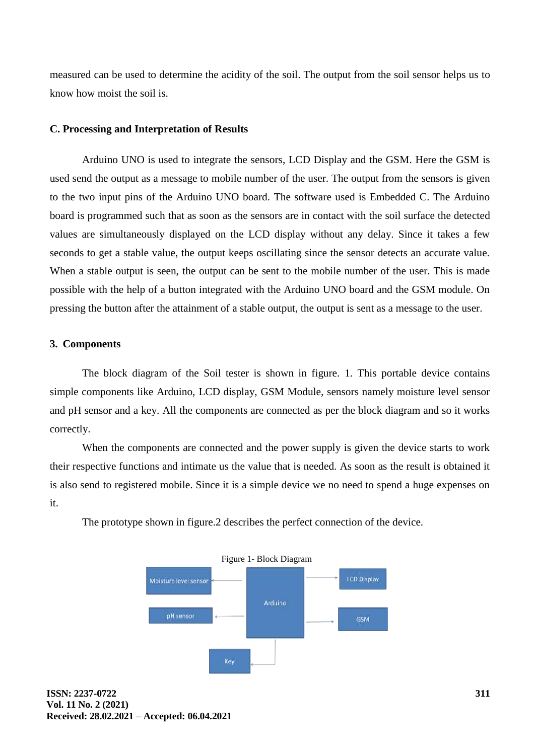measured can be used to determine the acidity of the soil. The output from the soil sensor helps us to know how moist the soil is.

### C. Processing and Interpretation of Results

Arduino UNO is used to integrate the sensors, LCD Display and the GSM. Here the GSM is used send the output as a message to mobile number of the user. The output from the sensors is given to the two input pins of the Arduino UNO board. The software used is Embedded C. The Arduino board is programmed such that as soon as the sensors are in contact with the soil surface the detected values are simultaneously displayed on the LCD display without any delay. Since it takes a few seconds to get a stable value, the output keeps oscillating since the sensor detects an accurate value. When a stable output is seen, the output can be sent to the mobile number of the user. This is made possible with the help of a button integrated with the Arduino UNO board and the GSM module. On pressing the button after the attainment of a stable output, the output is sent as a message to the user.

## 3. Components

The block diagram of the Soil tester is shown in figure. 1. This portable device contains simple components like Arduino, LCD display, GSM Module, sensors namely moisture level sensor and pH sensor and a key. All the components are connected as per the block diagram and so it works correctly.

When the components are connected and the power supply is given the device starts to work their respective functions and intimate us the value that is needed. As soon as the result is obtained it is also send to registered mobile. Since it is a simple device we no need to spend a huge expenses on it.

The prototype shown in figure.2 describes the perfect connection of the device.

Figure 1- Block Diagram

Moisture level sensor

pH sensor

Arduino

LCD Display

GSM

Key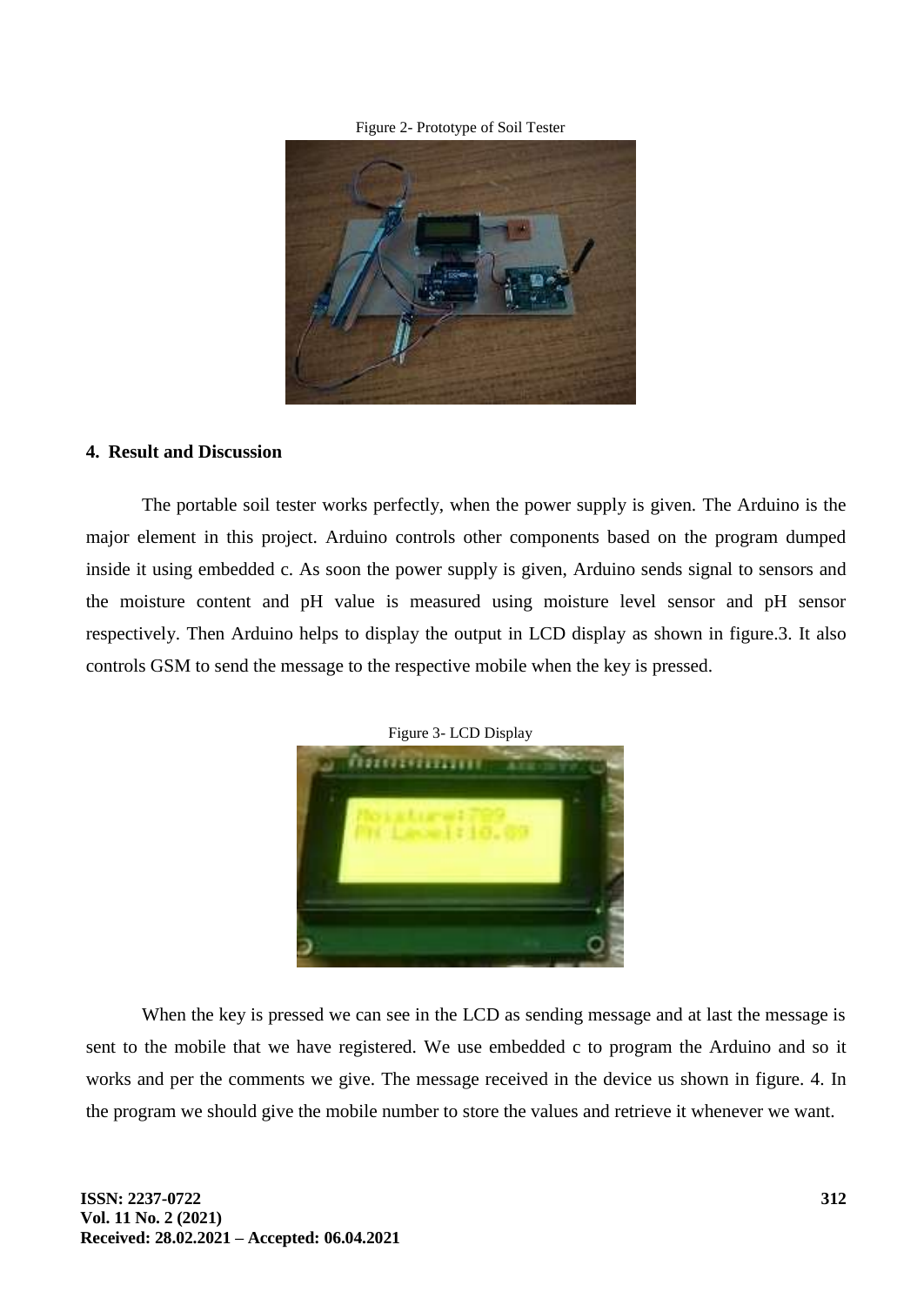Figure 2- Prototype of Soil Tester

## 4. Result and Discussion

The portable soil tester works perfectly, when the power supply is given. The Arduino is the major element in this project. Arduino controls other components based on the program dumped inside it using embedded c. As soon the power supply is given, Arduino sends signal to sensors and the moisture content and pH value is measured using moisture level sensor and pH sensor respectively. Then Arduino helps to display the output in LCD display as shown in figure.3. It also controls GSM to send the message to the respective mobile when the key is pressed.

Figure 3- LCD Display

When the key is pressed we can see in the LCD as sending message and at last the message is sent to the mobile that we have registered. We use embedded c to program the Arduino and so it works and per the comments we give. The message received in the device us shown in figure. 4. In the program we should give the mobile number to store the values and retrieve it whenever we want.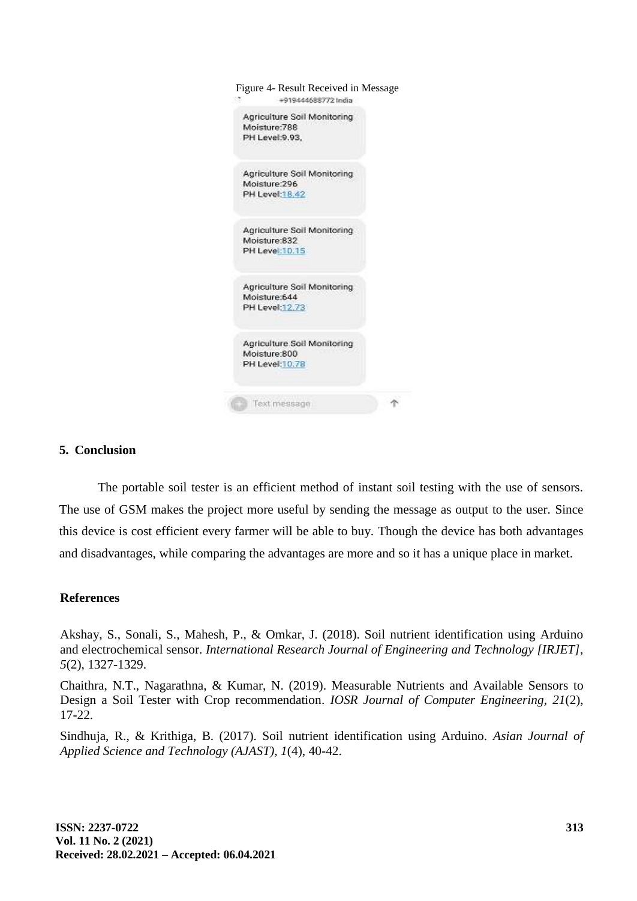Figure 4- Result Received in Message

## 5. Conclusion

The portable soil tester is an efficient method of instant soil testing with the use of sensors. The use of GSM makes the project more useful by sending the message as output to the user. Since this device is cost efficient every farmer will be able to buy. Though the device has both advantages and disadvantages, while comparing the advantages are more and so it has a unique place in market.

## References

Akshay, S., Sonali, S., Mahesh, P., & Omkar, J. (2018). Soil nutrient identification using Arduino and electrochemical sensor. *International Research Journal of Engineering and Technology [IRJET]*, *5*(2), 1327-1329.

Chaithra, N.T., Nagarathna, & Kumar, N. (2019). Measurable Nutrients and Available Sensors to Design a Soil Tester with Crop recommendation. *IOSR Journal of Computer Engineering*, *21*(2), 17-22.

Sindhuja, R., & Krithiga, B. (2017). Soil nutrient identification using Arduino. *Asian Journal of Applied Science and Technology (AJAST)*, *1*(4), 40-42.

Received: 28.02.2021 – Accepted: 06.04.2021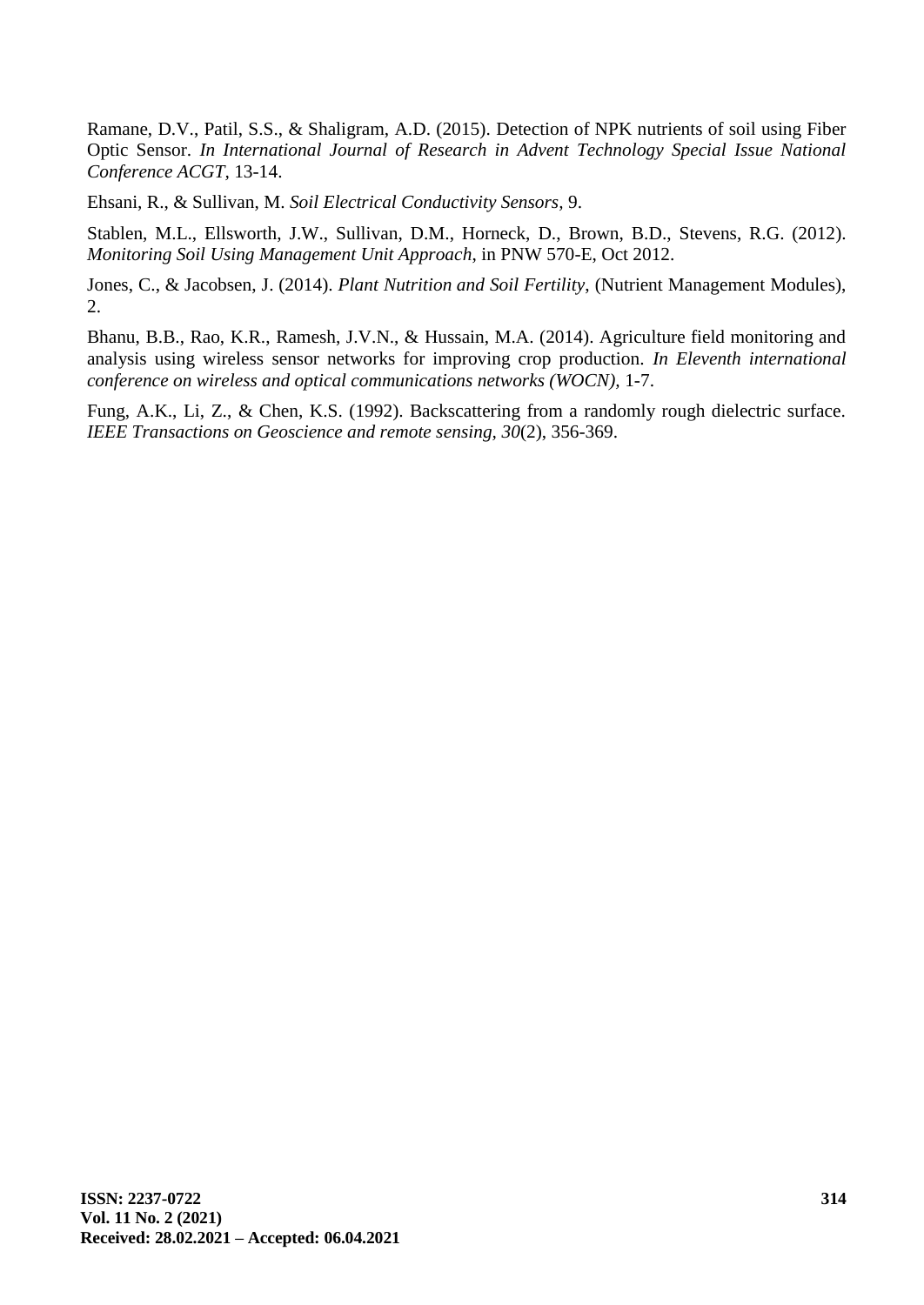Ramane, D.V., Patil, S.S., & Shaligram, A.D. (2015). Detection of NPK nutrients of soil using Fiber Optic Sensor. *In International Journal of Research in Advent Technology Special Issue National Conference ACGT,* 13-14.

Ehsani, R., & Sullivan, M. *Soil Electrical Conductivity Sensors,* 9.

Stablen, M.L., Ellsworth, J.W., Sullivan, D.M., Horneck, D., Brown, B.D., Stevens, R.G. (2012). *Monitoring Soil Using Management Unit Approach*, in PNW 570-E, Oct 2012.

Jones, C., & Jacobsen, J. (2014). *Plant Nutrition and Soil Fertility*, (Nutrient Management Modules), 2.

Bhanu, B.B., Rao, K.R., Ramesh, J.V.N., & Hussain, M.A. (2014). Agriculture field monitoring and analysis using wireless sensor networks for improving crop production. *In Eleventh international conference on wireless and optical communications networks (WOCN),* 1-7.

Fung, A.K., Li, Z., & Chen, K.S. (1992). Backscattering from a randomly rough dielectric surface. *IEEE Transactions on Geoscience and remote sensing, 30*(2), 356-369.